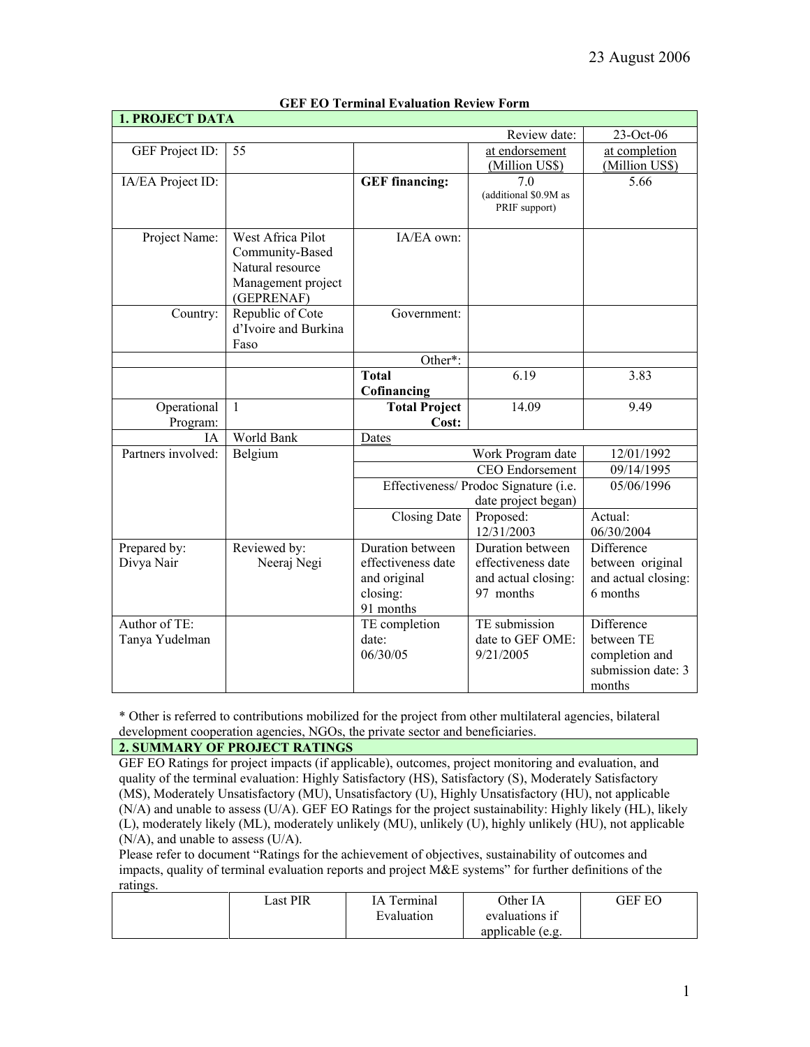23 August 2006

**GEF EO Terminal Evaluation Review Form**

| **1. PROJECT DATA** | | | | |
|---|---|---|---|---|
| | | | Review date: | 23-Oct-06 |
| GEF Project ID: | 55 | | at endorsement (Million US$) | at completion (Million US$) |
| IA/EA Project ID: | | **GEF financing:** | 7.0 (additional $0.9M as PRIF support) | 5.66 |
| Project Name: | West Africa Pilot Community-Based Natural resource Management project (GEPRENAF) | IA/EA own: | | |
| Country: | Republic of Cote d'Ivoire and Burkina Faso | Government: | | |
| | | Other*: | | |
| | | **Total Cofinancing** | 6.19 | 3.83 |
| Operational Program: | 1 | **Total Project Cost:** | 14.09 | 9.49 |
| IA | World Bank | Dates | | |
| Partners involved: | Belgium | | Work Program date | 12/01/1992 |
| | | | CEO Endorsement | 09/14/1995 |
| | | | Effectiveness/ Prodoc Signature (i.e. date project began) | 05/06/1996 |
| | | Closing Date | Proposed: 12/31/2003 | Actual: 06/30/2004 |
| Prepared by: Divya Nair | Reviewed by: Neeraj Negi | Duration between effectiveness date and original closing: 91 months | Duration between effectiveness date and actual closing: 97 months | Difference between original and actual closing: 6 months |
| Author of TE: Tanya Yudelman | | TE completion date: 06/30/05 | TE submission date to GEF OME: 9/21/2005 | Difference between TE completion and submission date: 3 months |

\* Other is referred to contributions mobilized for the project from other multilateral agencies, bilateral development cooperation agencies, NGOs, the private sector and beneficiaries.

## 2. SUMMARY OF PROJECT RATINGS

GEF EO Ratings for project impacts (if applicable), outcomes, project monitoring and evaluation, and quality of the terminal evaluation: Highly Satisfactory (HS), Satisfactory (S), Moderately Satisfactory (MS), Moderately Unsatisfactory (MU), Unsatisfactory (U), Highly Unsatisfactory (HU), not applicable (N/A) and unable to assess (U/A). GEF EO Ratings for the project sustainability: Highly likely (HL), likely (L), moderately likely (ML), moderately unlikely (MU), unlikely (U), highly unlikely (HU), not applicable (N/A), and unable to assess (U/A).

Please refer to document "Ratings for the achievement of objectives, sustainability of outcomes and impacts, quality of terminal evaluation reports and project M&E systems" for further definitions of the ratings.

| | Last PIR | IA Terminal Evaluation | Other IA evaluations if applicable (e.g. | GEF EO |
|---|---|---|---|---|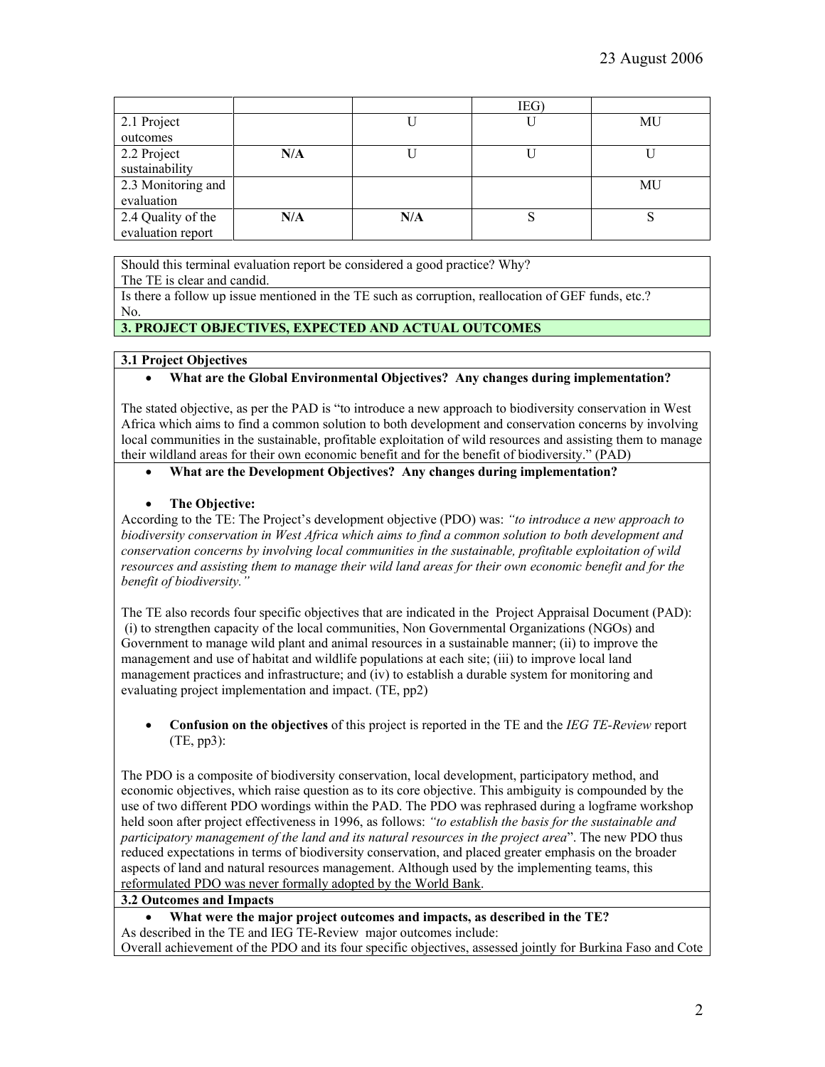| | | | IEG) | |
|---|---|---|---|---|
| 2.1 Project outcomes | | U | U | MU |
| 2.2 Project sustainability | N/A | U | U | U |
| 2.3 Monitoring and evaluation | | | | MU |
| 2.4 Quality of the evaluation report | N/A | N/A | S | S |

Should this terminal evaluation report be considered a good practice? Why?
The TE is clear and candid.

Is there a follow up issue mentioned in the TE such as corruption, reallocation of GEF funds, etc.?
No.

**3. PROJECT OBJECTIVES, EXPECTED AND ACTUAL OUTCOMES**

**3.1 Project Objectives**

- **What are the Global Environmental Objectives? Any changes during implementation?**

The stated objective, as per the PAD is "to introduce a new approach to biodiversity conservation in West Africa which aims to find a common solution to both development and conservation concerns by involving local communities in the sustainable, profitable exploitation of wild resources and assisting them to manage their wildland areas for their own economic benefit and for the benefit of biodiversity." (PAD)

- **What are the Development Objectives? Any changes during implementation?**

- **The Objective:**

According to the TE: The Project's development objective (PDO) was: *"to introduce a new approach to biodiversity conservation in West Africa which aims to find a common solution to both development and conservation concerns by involving local communities in the sustainable, profitable exploitation of wild resources and assisting them to manage their wild land areas for their own economic benefit and for the benefit of biodiversity."*

The TE also records four specific objectives that are indicated in the Project Appraisal Document (PAD): (i) to strengthen capacity of the local communities, Non Governmental Organizations (NGOs) and Government to manage wild plant and animal resources in a sustainable manner; (ii) to improve the management and use of habitat and wildlife populations at each site; (iii) to improve local land management practices and infrastructure; and (iv) to establish a durable system for monitoring and evaluating project implementation and impact. (TE, pp2)

- **Confusion on the objectives** of this project is reported in the TE and the *IEG TE-Review* report (TE, pp3):

The PDO is a composite of biodiversity conservation, local development, participatory method, and economic objectives, which raise question as to its core objective. This ambiguity is compounded by the use of two different PDO wordings within the PAD. The PDO was rephrased during a logframe workshop held soon after project effectiveness in 1996, as follows: *"to establish the basis for the sustainable and participatory management of the land and its natural resources in the project area*". The new PDO thus reduced expectations in terms of biodiversity conservation, and placed greater emphasis on the broader aspects of land and natural resources management. Although used by the implementing teams, this reformulated PDO was never formally adopted by the World Bank.

**3.2 Outcomes and Impacts**

- **What were the major project outcomes and impacts, as described in the TE?**

As described in the TE and IEG TE-Review major outcomes include:
Overall achievement of the PDO and its four specific objectives, assessed jointly for Burkina Faso and Cote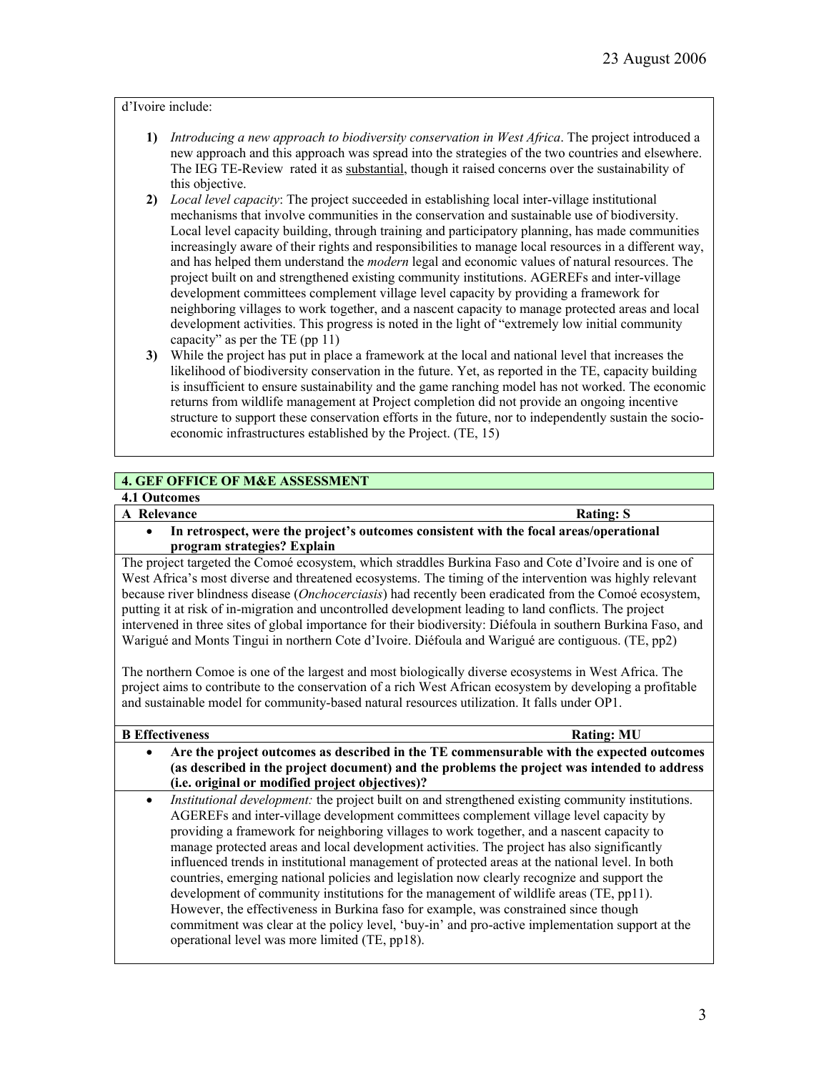d'Ivoire include:

1) *Introducing a new approach to biodiversity conservation in West Africa*. The project introduced a new approach and this approach was spread into the strategies of the two countries and elsewhere. The IEG TE-Review rated it as substantial, though it raised concerns over the sustainability of this objective.
2) *Local level capacity*: The project succeeded in establishing local inter-village institutional mechanisms that involve communities in the conservation and sustainable use of biodiversity. Local level capacity building, through training and participatory planning, has made communities increasingly aware of their rights and responsibilities to manage local resources in a different way, and has helped them understand the *modern* legal and economic values of natural resources. The project built on and strengthened existing community institutions. AGEREFs and inter-village development committees complement village level capacity by providing a framework for neighboring villages to work together, and a nascent capacity to manage protected areas and local development activities. This progress is noted in the light of "extremely low initial community capacity" as per the TE (pp 11)
3) While the project has put in place a framework at the local and national level that increases the likelihood of biodiversity conservation in the future. Yet, as reported in the TE, capacity building is insufficient to ensure sustainability and the game ranching model has not worked. The economic returns from wildlife management at Project completion did not provide an ongoing incentive structure to support these conservation efforts in the future, nor to independently sustain the socio-economic infrastructures established by the Project. (TE, 15)

## 4. GEF OFFICE OF M&E ASSESSMENT

### 4.1 Outcomes

**A Relevance** **Rating: S**

- **In retrospect, were the project's outcomes consistent with the focal areas/operational program strategies? Explain**

The project targeted the Comoé ecosystem, which straddles Burkina Faso and Cote d'Ivoire and is one of West Africa's most diverse and threatened ecosystems. The timing of the intervention was highly relevant because river blindness disease (*Onchocerciasis*) had recently been eradicated from the Comoé ecosystem, putting it at risk of in-migration and uncontrolled development leading to land conflicts. The project intervened in three sites of global importance for their biodiversity: Diéfoula in southern Burkina Faso, and Warigué and Monts Tingui in northern Cote d'Ivoire. Diéfoula and Warigué are contiguous. (TE, pp2)

The northern Comoe is one of the largest and most biologically diverse ecosystems in West Africa. The project aims to contribute to the conservation of a rich West African ecosystem by developing a profitable and sustainable model for community-based natural resources utilization. It falls under OP1.

**B Effectiveness** **Rating: MU**

- **Are the project outcomes as described in the TE commensurable with the expected outcomes (as described in the project document) and the problems the project was intended to address (i.e. original or modified project objectives)?**

- *Institutional development:* the project built on and strengthened existing community institutions. AGEREFs and inter-village development committees complement village level capacity by providing a framework for neighboring villages to work together, and a nascent capacity to manage protected areas and local development activities. The project has also significantly influenced trends in institutional management of protected areas at the national level. In both countries, emerging national policies and legislation now clearly recognize and support the development of community institutions for the management of wildlife areas (TE, pp11). However, the effectiveness in Burkina faso for example, was constrained since though commitment was clear at the policy level, 'buy-in' and pro-active implementation support at the operational level was more limited (TE, pp18).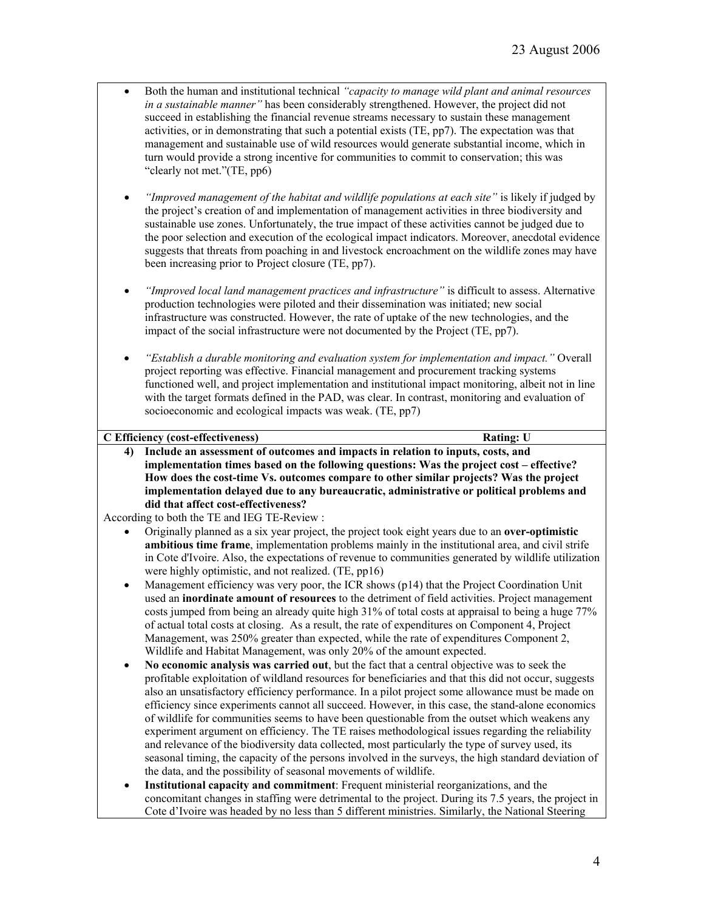- Both the human and institutional technical *"capacity to manage wild plant and animal resources in a sustainable manner"* has been considerably strengthened. However, the project did not succeed in establishing the financial revenue streams necessary to sustain these management activities, or in demonstrating that such a potential exists (TE, pp7). The expectation was that management and sustainable use of wild resources would generate substantial income, which in turn would provide a strong incentive for communities to commit to conservation; this was "clearly not met."(TE, pp6)

- *"Improved management of the habitat and wildlife populations at each site"* is likely if judged by the project's creation of and implementation of management activities in three biodiversity and sustainable use zones. Unfortunately, the true impact of these activities cannot be judged due to the poor selection and execution of the ecological impact indicators. Moreover, anecdotal evidence suggests that threats from poaching in and livestock encroachment on the wildlife zones may have been increasing prior to Project closure (TE, pp7).

- *"Improved local land management practices and infrastructure"* is difficult to assess. Alternative production technologies were piloted and their dissemination was initiated; new social infrastructure was constructed. However, the rate of uptake of the new technologies, and the impact of the social infrastructure were not documented by the Project (TE, pp7).

- *"Establish a durable monitoring and evaluation system for implementation and impact."* Overall project reporting was effective. Financial management and procurement tracking systems functioned well, and project implementation and institutional impact monitoring, albeit not in line with the target formats defined in the PAD, was clear. In contrast, monitoring and evaluation of socioeconomic and ecological impacts was weak. (TE, pp7)

**C Efficiency (cost-effectiveness)** **Rating: U**

**4) Include an assessment of outcomes and impacts in relation to inputs, costs, and implementation times based on the following questions: Was the project cost – effective? How does the cost-time Vs. outcomes compare to other similar projects? Was the project implementation delayed due to any bureaucratic, administrative or political problems and did that affect cost-effectiveness?**

According to both the TE and IEG TE-Review :

- Originally planned as a six year project, the project took eight years due to an **over-optimistic ambitious time frame**, implementation problems mainly in the institutional area, and civil strife in Cote d'Ivoire. Also, the expectations of revenue to communities generated by wildlife utilization were highly optimistic, and not realized. (TE, pp16)
- Management efficiency was very poor, the ICR shows (p14) that the Project Coordination Unit used an **inordinate amount of resources** to the detriment of field activities. Project management costs jumped from being an already quite high 31% of total costs at appraisal to being a huge 77% of actual total costs at closing. As a result, the rate of expenditures on Component 4, Project Management, was 250% greater than expected, while the rate of expenditures Component 2, Wildlife and Habitat Management, was only 20% of the amount expected.
- **No economic analysis was carried out**, but the fact that a central objective was to seek the profitable exploitation of wildland resources for beneficiaries and that this did not occur, suggests also an unsatisfactory efficiency performance. In a pilot project some allowance must be made on efficiency since experiments cannot all succeed. However, in this case, the stand-alone economics of wildlife for communities seems to have been questionable from the outset which weakens any experiment argument on efficiency. The TE raises methodological issues regarding the reliability and relevance of the biodiversity data collected, most particularly the type of survey used, its seasonal timing, the capacity of the persons involved in the surveys, the high standard deviation of the data, and the possibility of seasonal movements of wildlife.
- **Institutional capacity and commitment**: Frequent ministerial reorganizations, and the concomitant changes in staffing were detrimental to the project. During its 7.5 years, the project in Cote d'Ivoire was headed by no less than 5 different ministries. Similarly, the National Steering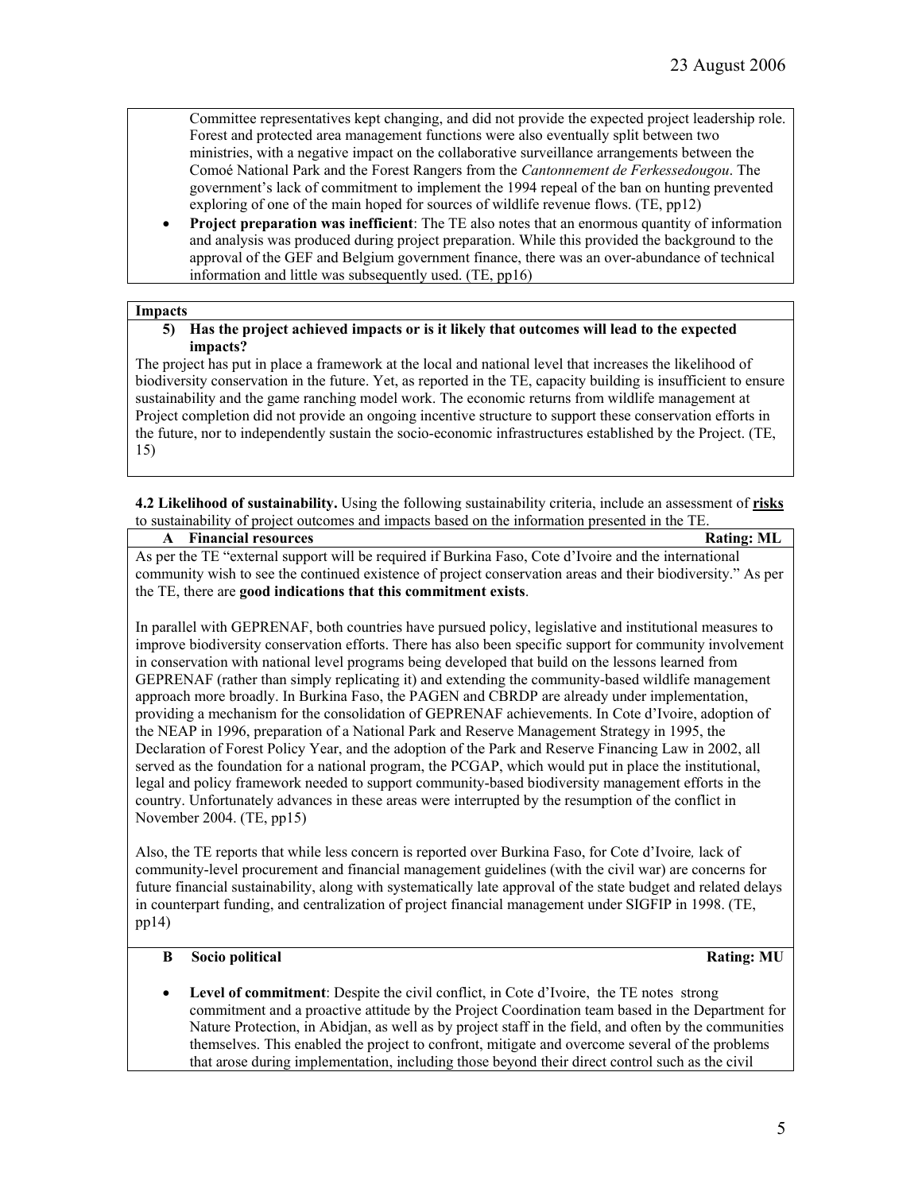Committee representatives kept changing, and did not provide the expected project leadership role. Forest and protected area management functions were also eventually split between two ministries, with a negative impact on the collaborative surveillance arrangements between the Comoé National Park and the Forest Rangers from the *Cantonnement de Ferkessedougou*. The government's lack of commitment to implement the 1994 repeal of the ban on hunting prevented exploring of one of the main hoped for sources of wildlife revenue flows. (TE, pp12)

- **Project preparation was inefficient**: The TE also notes that an enormous quantity of information and analysis was produced during project preparation. While this provided the background to the approval of the GEF and Belgium government finance, there was an over-abundance of technical information and little was subsequently used. (TE, pp16)

**Impacts**

**5) Has the project achieved impacts or is it likely that outcomes will lead to the expected impacts?**

The project has put in place a framework at the local and national level that increases the likelihood of biodiversity conservation in the future. Yet, as reported in the TE, capacity building is insufficient to ensure sustainability and the game ranching model work. The economic returns from wildlife management at Project completion did not provide an ongoing incentive structure to support these conservation efforts in the future, nor to independently sustain the socio-economic infrastructures established by the Project. (TE, 15)

**4.2 Likelihood of sustainability.** Using the following sustainability criteria, include an assessment of **risks** to sustainability of project outcomes and impacts based on the information presented in the TE.

**A Financial resources** **Rating: ML**

As per the TE "external support will be required if Burkina Faso, Cote d'Ivoire and the international community wish to see the continued existence of project conservation areas and their biodiversity." As per the TE, there are **good indications that this commitment exists**.

In parallel with GEPRENAF, both countries have pursued policy, legislative and institutional measures to improve biodiversity conservation efforts. There has also been specific support for community involvement in conservation with national level programs being developed that build on the lessons learned from GEPRENAF (rather than simply replicating it) and extending the community-based wildlife management approach more broadly. In Burkina Faso, the PAGEN and CBRDP are already under implementation, providing a mechanism for the consolidation of GEPRENAF achievements. In Cote d'Ivoire, adoption of the NEAP in 1996, preparation of a National Park and Reserve Management Strategy in 1995, the Declaration of Forest Policy Year, and the adoption of the Park and Reserve Financing Law in 2002, all served as the foundation for a national program, the PCGAP, which would put in place the institutional, legal and policy framework needed to support community-based biodiversity management efforts in the country. Unfortunately advances in these areas were interrupted by the resumption of the conflict in November 2004. (TE, pp15)

Also, the TE reports that while less concern is reported over Burkina Faso, for Cote d'Ivoire*,* lack of community-level procurement and financial management guidelines (with the civil war) are concerns for future financial sustainability, along with systematically late approval of the state budget and related delays in counterpart funding, and centralization of project financial management under SIGFIP in 1998. (TE, pp14)

**B Socio political** **Rating: MU**

- **Level of commitment**: Despite the civil conflict, in Cote d'Ivoire, the TE notes strong commitment and a proactive attitude by the Project Coordination team based in the Department for Nature Protection, in Abidjan, as well as by project staff in the field, and often by the communities themselves. This enabled the project to confront, mitigate and overcome several of the problems that arose during implementation, including those beyond their direct control such as the civil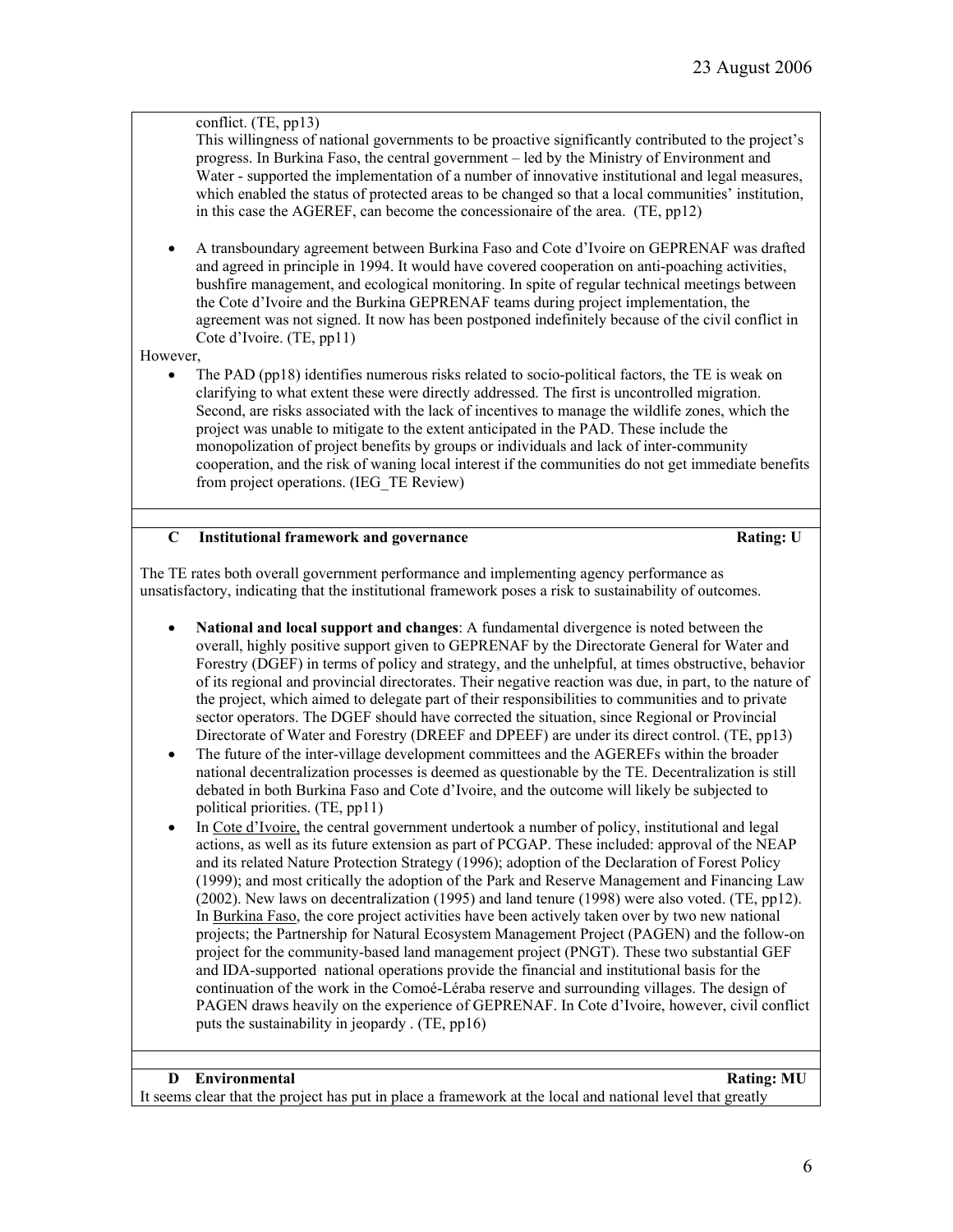conflict. (TE, pp13)

This willingness of national governments to be proactive significantly contributed to the project's progress. In Burkina Faso, the central government – led by the Ministry of Environment and Water - supported the implementation of a number of innovative institutional and legal measures, which enabled the status of protected areas to be changed so that a local communities' institution, in this case the AGEREF, can become the concessionaire of the area. (TE, pp12)

- A transboundary agreement between Burkina Faso and Cote d'Ivoire on GEPRENAF was drafted and agreed in principle in 1994. It would have covered cooperation on anti-poaching activities, bushfire management, and ecological monitoring. In spite of regular technical meetings between the Cote d'Ivoire and the Burkina GEPRENAF teams during project implementation, the agreement was not signed. It now has been postponed indefinitely because of the civil conflict in Cote d'Ivoire. (TE, pp11)

However,

- The PAD (pp18) identifies numerous risks related to socio-political factors, the TE is weak on clarifying to what extent these were directly addressed. The first is uncontrolled migration. Second, are risks associated with the lack of incentives to manage the wildlife zones, which the project was unable to mitigate to the extent anticipated in the PAD. These include the monopolization of project benefits by groups or individuals and lack of inter-community cooperation, and the risk of waning local interest if the communities do not get immediate benefits from project operations. (IEG_TE Review)

## C Institutional framework and governance — Rating: U

The TE rates both overall government performance and implementing agency performance as unsatisfactory, indicating that the institutional framework poses a risk to sustainability of outcomes.

- **National and local support and changes**: A fundamental divergence is noted between the overall, highly positive support given to GEPRENAF by the Directorate General for Water and Forestry (DGEF) in terms of policy and strategy, and the unhelpful, at times obstructive, behavior of its regional and provincial directorates. Their negative reaction was due, in part, to the nature of the project, which aimed to delegate part of their responsibilities to communities and to private sector operators. The DGEF should have corrected the situation, since Regional or Provincial Directorate of Water and Forestry (DREEF and DPEEF) are under its direct control. (TE, pp13)
- The future of the inter-village development committees and the AGEREFs within the broader national decentralization processes is deemed as questionable by the TE. Decentralization is still debated in both Burkina Faso and Cote d'Ivoire, and the outcome will likely be subjected to political priorities. (TE, pp11)
- In Cote d'Ivoire, the central government undertook a number of policy, institutional and legal actions, as well as its future extension as part of PCGAP. These included: approval of the NEAP and its related Nature Protection Strategy (1996); adoption of the Declaration of Forest Policy (1999); and most critically the adoption of the Park and Reserve Management and Financing Law (2002). New laws on decentralization (1995) and land tenure (1998) were also voted. (TE, pp12). In Burkina Faso, the core project activities have been actively taken over by two new national projects; the Partnership for Natural Ecosystem Management Project (PAGEN) and the follow-on project for the community-based land management project (PNGT). These two substantial GEF and IDA-supported national operations provide the financial and institutional basis for the continuation of the work in the Comoé-Léraba reserve and surrounding villages. The design of PAGEN draws heavily on the experience of GEPRENAF. In Cote d'Ivoire, however, civil conflict puts the sustainability in jeopardy . (TE, pp16)

## D Environmental — Rating: MU

It seems clear that the project has put in place a framework at the local and national level that greatly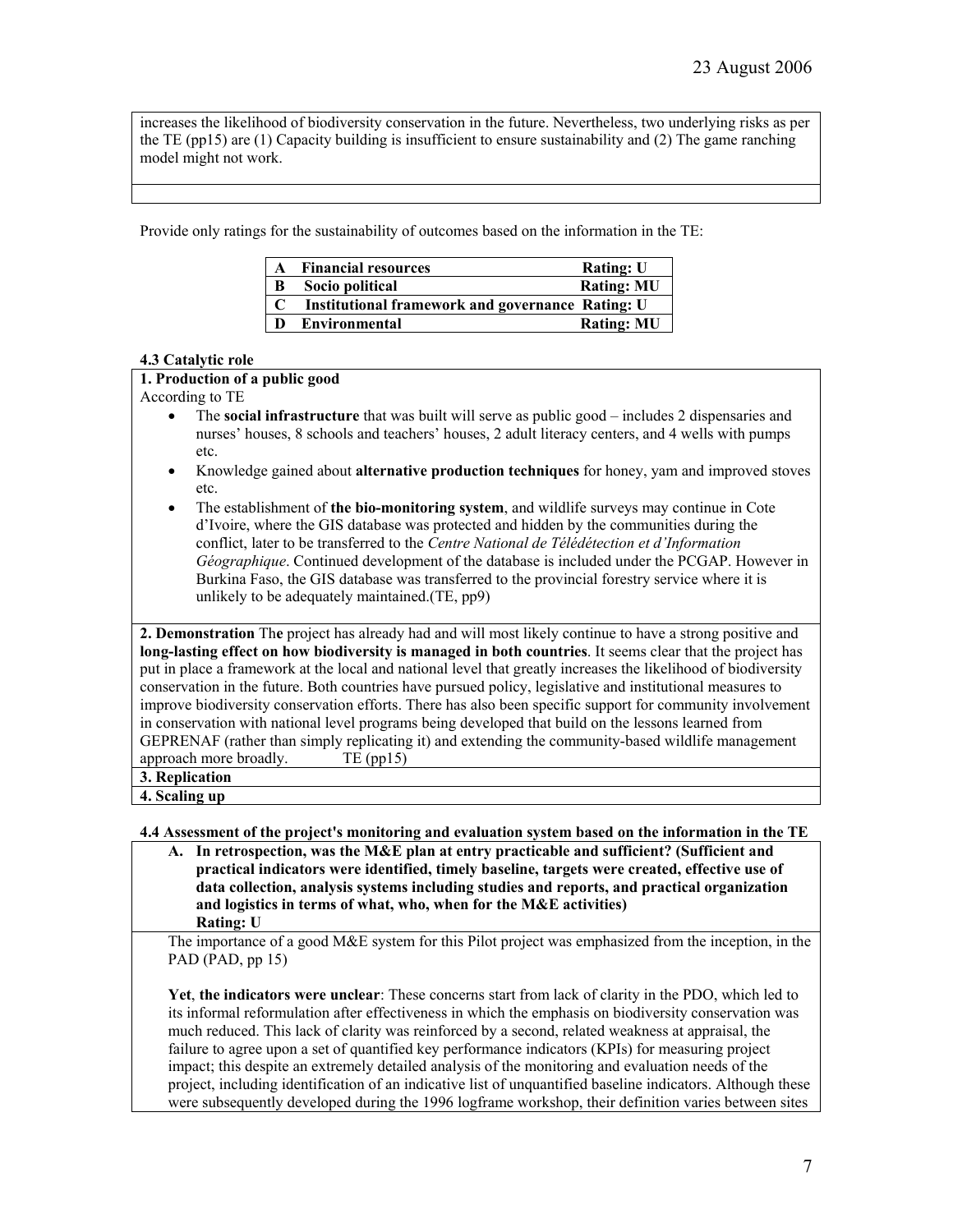increases the likelihood of biodiversity conservation in the future. Nevertheless, two underlying risks as per the TE (pp15) are (1) Capacity building is insufficient to ensure sustainability and (2) The game ranching model might not work.

Provide only ratings for the sustainability of outcomes based on the information in the TE:

| | | |
|---|---|---|
| **A** | **Financial resources** | **Rating: U** |
| **B** | **Socio political** | **Rating: MU** |
| **C** | **Institutional framework and governance** | **Rating: U** |
| **D** | **Environmental** | **Rating: MU** |

**4.3 Catalytic role**

**1. Production of a public good**

According to TE

- The **social infrastructure** that was built will serve as public good – includes 2 dispensaries and nurses' houses, 8 schools and teachers' houses, 2 adult literacy centers, and 4 wells with pumps etc.
- Knowledge gained about **alternative production techniques** for honey, yam and improved stoves etc.
- The establishment of **the bio-monitoring system**, and wildlife surveys may continue in Cote d'Ivoire, where the GIS database was protected and hidden by the communities during the conflict, later to be transferred to the *Centre National de Télédétection et d'Information Géographique*. Continued development of the database is included under the PCGAP. However in Burkina Faso, the GIS database was transferred to the provincial forestry service where it is unlikely to be adequately maintained.(TE, pp9)

**2. Demonstration** The project has already had and will most likely continue to have a strong positive and **long-lasting effect on how biodiversity is managed in both countries**. It seems clear that the project has put in place a framework at the local and national level that greatly increases the likelihood of biodiversity conservation in the future. Both countries have pursued policy, legislative and institutional measures to improve biodiversity conservation efforts. There has also been specific support for community involvement in conservation with national level programs being developed that build on the lessons learned from GEPRENAF (rather than simply replicating it) and extending the community-based wildlife management approach more broadly. TE (pp15)

**3. Replication**

**4. Scaling up**

**4.4 Assessment of the project's monitoring and evaluation system based on the information in the TE**

**A. In retrospection, was the M&E plan at entry practicable and sufficient? (Sufficient and practical indicators were identified, timely baseline, targets were created, effective use of data collection, analysis systems including studies and reports, and practical organization and logistics in terms of what, who, when for the M&E activities)**
**Rating: U**

The importance of a good M&E system for this Pilot project was emphasized from the inception, in the PAD (PAD, pp 15)

Yet, **the indicators were unclear**: These concerns start from lack of clarity in the PDO, which led to its informal reformulation after effectiveness in which the emphasis on biodiversity conservation was much reduced. This lack of clarity was reinforced by a second, related weakness at appraisal, the failure to agree upon a set of quantified key performance indicators (KPIs) for measuring project impact; this despite an extremely detailed analysis of the monitoring and evaluation needs of the project, including identification of an indicative list of unquantified baseline indicators. Although these were subsequently developed during the 1996 logframe workshop, their definition varies between sites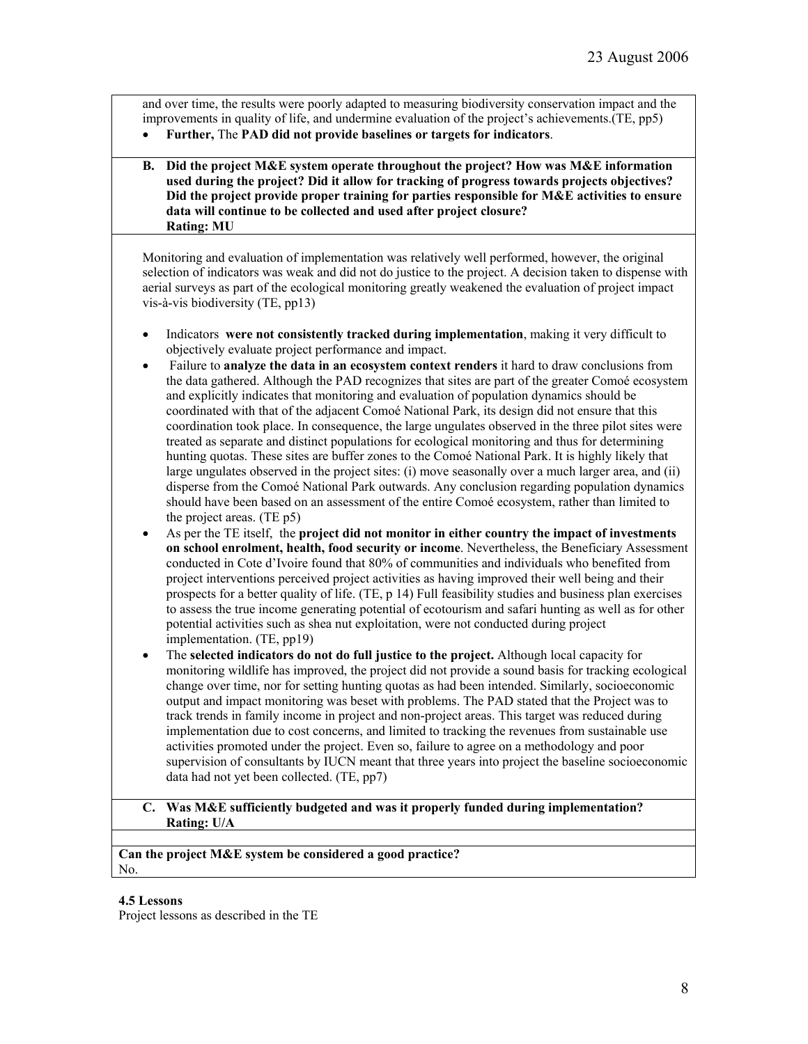and over time, the results were poorly adapted to measuring biodiversity conservation impact and the improvements in quality of life, and undermine evaluation of the project's achievements.(TE, pp5)

- **Further,** The **PAD did not provide baselines or targets for indicators**.

**B. Did the project M&E system operate throughout the project? How was M&E information used during the project? Did it allow for tracking of progress towards projects objectives? Did the project provide proper training for parties responsible for M&E activities to ensure data will continue to be collected and used after project closure?**
**Rating: MU**

Monitoring and evaluation of implementation was relatively well performed, however, the original selection of indicators was weak and did not do justice to the project. A decision taken to dispense with aerial surveys as part of the ecological monitoring greatly weakened the evaluation of project impact vis-à-vis biodiversity (TE, pp13)

- Indicators **were not consistently tracked during implementation**, making it very difficult to objectively evaluate project performance and impact.
- Failure to **analyze the data in an ecosystem context renders** it hard to draw conclusions from the data gathered. Although the PAD recognizes that sites are part of the greater Comoé ecosystem and explicitly indicates that monitoring and evaluation of population dynamics should be coordinated with that of the adjacent Comoé National Park, its design did not ensure that this coordination took place. In consequence, the large ungulates observed in the three pilot sites were treated as separate and distinct populations for ecological monitoring and thus for determining hunting quotas. These sites are buffer zones to the Comoé National Park. It is highly likely that large ungulates observed in the project sites: (i) move seasonally over a much larger area, and (ii) disperse from the Comoé National Park outwards. Any conclusion regarding population dynamics should have been based on an assessment of the entire Comoé ecosystem, rather than limited to the project areas. (TE p5)
- As per the TE itself, the **project did not monitor in either country the impact of investments on school enrolment, health, food security or income**. Nevertheless, the Beneficiary Assessment conducted in Cote d'Ivoire found that 80% of communities and individuals who benefited from project interventions perceived project activities as having improved their well being and their prospects for a better quality of life. (TE, p 14) Full feasibility studies and business plan exercises to assess the true income generating potential of ecotourism and safari hunting as well as for other potential activities such as shea nut exploitation, were not conducted during project implementation. (TE, pp19)
- The **selected indicators do not do full justice to the project.** Although local capacity for monitoring wildlife has improved, the project did not provide a sound basis for tracking ecological change over time, nor for setting hunting quotas as had been intended. Similarly, socioeconomic output and impact monitoring was beset with problems. The PAD stated that the Project was to track trends in family income in project and non-project areas. This target was reduced during implementation due to cost concerns, and limited to tracking the revenues from sustainable use activities promoted under the project. Even so, failure to agree on a methodology and poor supervision of consultants by IUCN meant that three years into project the baseline socioeconomic data had not yet been collected. (TE, pp7)

**C. Was M&E sufficiently budgeted and was it properly funded during implementation?**
**Rating: U/A**

**Can the project M&E system be considered a good practice?**
No.

**4.5 Lessons**

Project lessons as described in the TE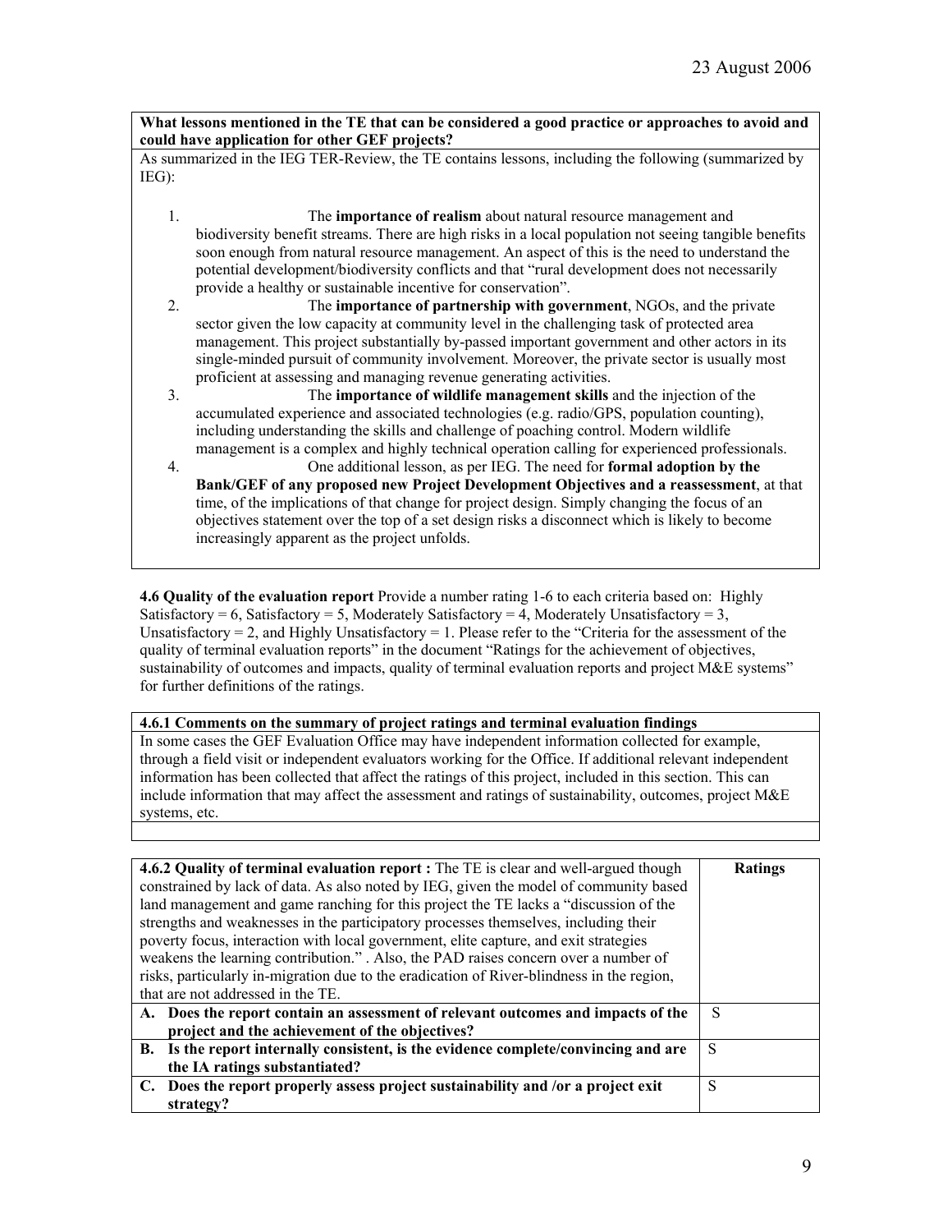**What lessons mentioned in the TE that can be considered a good practice or approaches to avoid and could have application for other GEF projects?**

As summarized in the IEG TER-Review, the TE contains lessons, including the following (summarized by IEG):

1. The **importance of realism** about natural resource management and biodiversity benefit streams. There are high risks in a local population not seeing tangible benefits soon enough from natural resource management. An aspect of this is the need to understand the potential development/biodiversity conflicts and that "rural development does not necessarily provide a healthy or sustainable incentive for conservation".
2. The **importance of partnership with government**, NGOs, and the private sector given the low capacity at community level in the challenging task of protected area management. This project substantially by-passed important government and other actors in its single-minded pursuit of community involvement. Moreover, the private sector is usually most proficient at assessing and managing revenue generating activities.
3. The **importance of wildlife management skills** and the injection of the accumulated experience and associated technologies (e.g. radio/GPS, population counting), including understanding the skills and challenge of poaching control. Modern wildlife management is a complex and highly technical operation calling for experienced professionals.
4. One additional lesson, as per IEG. The need for **formal adoption by the Bank/GEF of any proposed new Project Development Objectives and a reassessment**, at that time, of the implications of that change for project design. Simply changing the focus of an objectives statement over the top of a set design risks a disconnect which is likely to become increasingly apparent as the project unfolds.

**4.6 Quality of the evaluation report** Provide a number rating 1-6 to each criteria based on: Highly Satisfactory = 6, Satisfactory = 5, Moderately Satisfactory = 4, Moderately Unsatisfactory = 3, Unsatisfactory = 2, and Highly Unsatisfactory = 1. Please refer to the "Criteria for the assessment of the quality of terminal evaluation reports" in the document "Ratings for the achievement of objectives, sustainability of outcomes and impacts, quality of terminal evaluation reports and project M&E systems" for further definitions of the ratings.

**4.6.1 Comments on the summary of project ratings and terminal evaluation findings**

In some cases the GEF Evaluation Office may have independent information collected for example, through a field visit or independent evaluators working for the Office. If additional relevant independent information has been collected that affect the ratings of this project, included in this section. This can include information that may affect the assessment and ratings of sustainability, outcomes, project M&E systems, etc.

| **4.6.2 Quality of terminal evaluation report :** The TE is clear and well-argued though constrained by lack of data. As also noted by IEG, given the model of community based land management and game ranching for this project the TE lacks a "discussion of the strengths and weaknesses in the participatory processes themselves, including their poverty focus, interaction with local government, elite capture, and exit strategies weakens the learning contribution." . Also, the PAD raises concern over a number of risks, particularly in-migration due to the eradication of River-blindness in the region, that are not addressed in the TE. | **Ratings** |
|---|---|
| **A. Does the report contain an assessment of relevant outcomes and impacts of the project and the achievement of the objectives?** | S |
| **B. Is the report internally consistent, is the evidence complete/convincing and are the IA ratings substantiated?** | S |
| **C. Does the report properly assess project sustainability and /or a project exit strategy?** | S |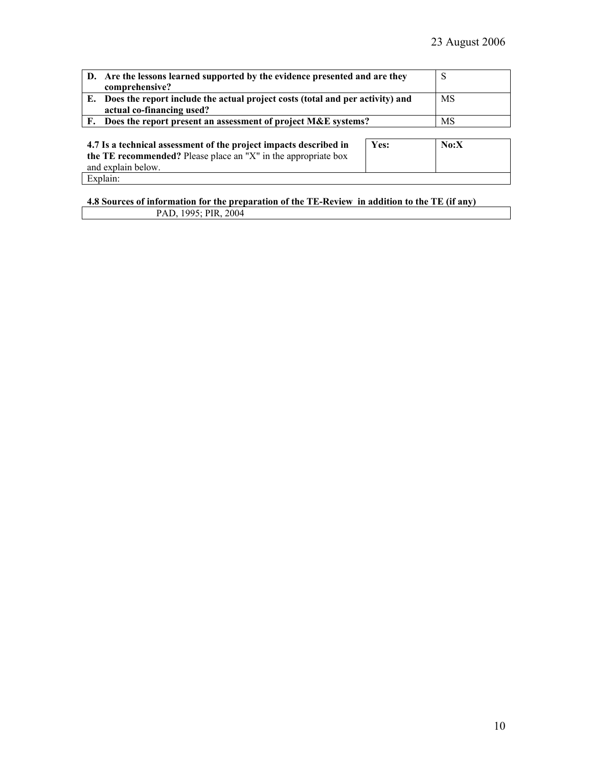| | |
|---|---|
| **D. Are the lessons learned supported by the evidence presented and are they comprehensive?** | S |
| **E. Does the report include the actual project costs (total and per activity) and actual co-financing used?** | MS |
| **F. Does the report present an assessment of project M&E systems?** | MS |

| | | |
|---|---|---|
| **4.7 Is a technical assessment of the project impacts described in the TE recommended?** Please place an "X" in the appropriate box and explain below. | **Yes:** | **No:X** |
| Explain: | | |

**4.8 Sources of information for the preparation of the TE-Review in addition to the TE (if any)**

| |
|---|
| PAD, 1995; PIR, 2004 |